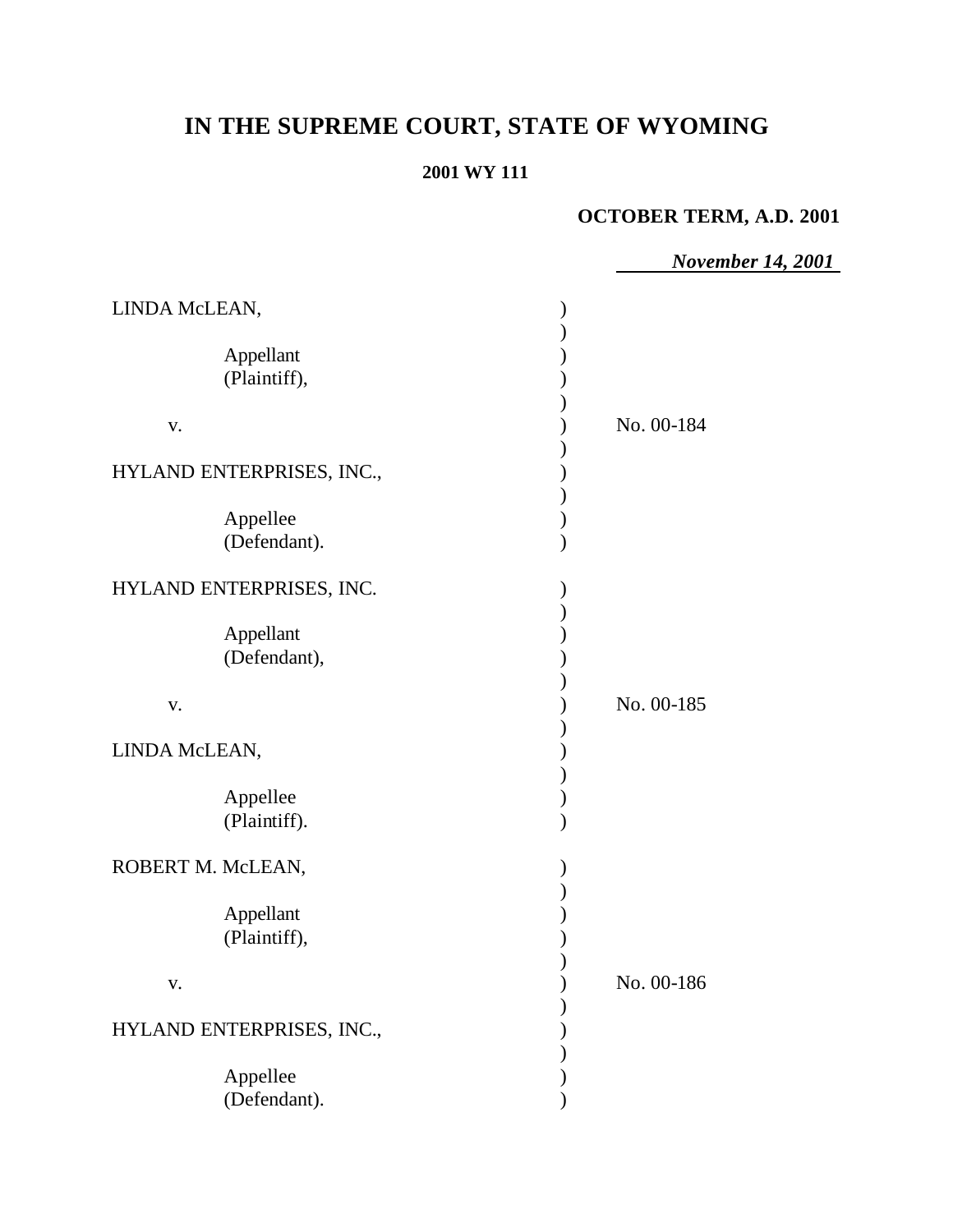# IN THE SUPREME COURT, STATE OF WYOMING

**2001 WY 111**

**OCTOBER TERM, A.D. 2001**

***November 14, 2001***

| | |
|---|---|
| LINDA McLEAN,<br><br>Appellant<br>(Plaintiff),<br><br>v.<br><br>HYLAND ENTERPRISES, INC.,<br><br>Appellee<br>(Defendant). | No. 00-184 |
| HYLAND ENTERPRISES, INC.<br><br>Appellant<br>(Defendant),<br><br>v.<br><br>LINDA McLEAN,<br><br>Appellee<br>(Plaintiff). | No. 00-185 |
| ROBERT M. McLEAN,<br><br>Appellant<br>(Plaintiff),<br><br>v.<br><br>HYLAND ENTERPRISES, INC.,<br><br>Appellee<br>(Defendant). | No. 00-186 |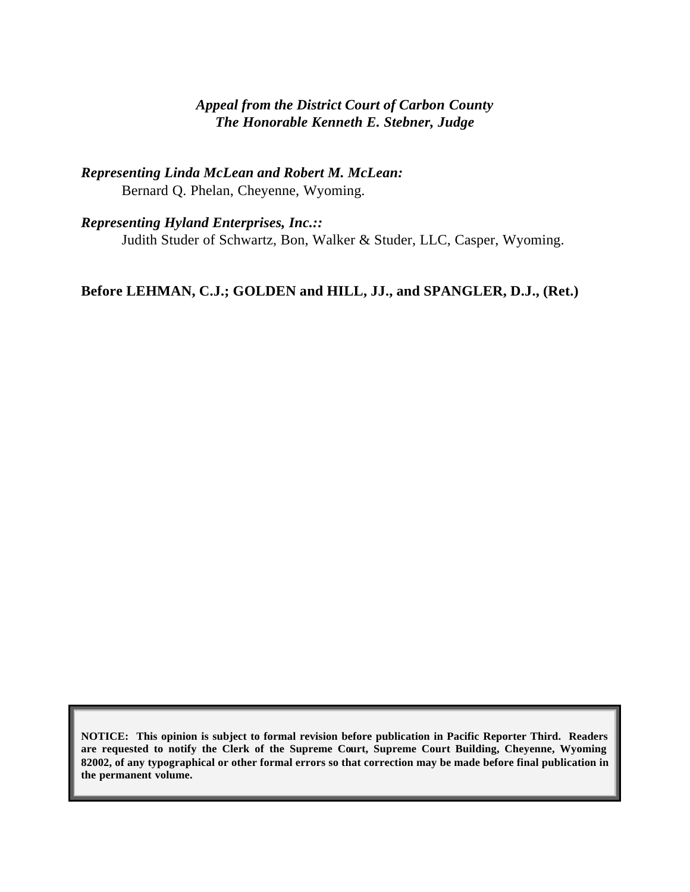*Appeal from the District Court of Carbon County*
*The Honorable Kenneth E. Stebner, Judge*

*Representing Linda McLean and Robert M. McLean:*
Bernard Q. Phelan, Cheyenne, Wyoming.

*Representing Hyland Enterprises, Inc.::*
Judith Studer of Schwartz, Bon, Walker & Studer, LLC, Casper, Wyoming.

**Before LEHMAN, C.J.; GOLDEN and HILL, JJ., and SPANGLER, D.J., (Ret.)**

**NOTICE: This opinion is subject to formal revision before publication in Pacific Reporter Third. Readers are requested to notify the Clerk of the Supreme Court, Supreme Court Building, Cheyenne, Wyoming 82002, of any typographical or other formal errors so that correction may be made before final publication in the permanent volume.**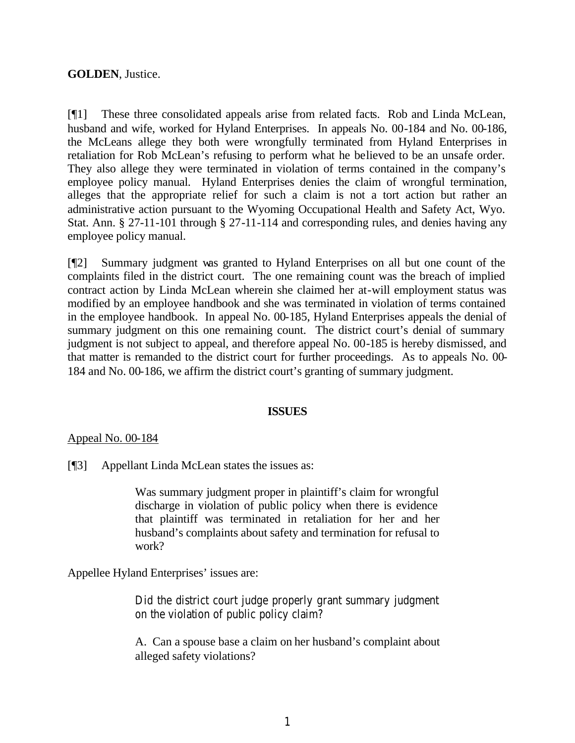**GOLDEN**, Justice.

[¶1] These three consolidated appeals arise from related facts. Rob and Linda McLean, husband and wife, worked for Hyland Enterprises. In appeals No. 00-184 and No. 00-186, the McLeans allege they both were wrongfully terminated from Hyland Enterprises in retaliation for Rob McLean's refusing to perform what he believed to be an unsafe order. They also allege they were terminated in violation of terms contained in the company's employee policy manual. Hyland Enterprises denies the claim of wrongful termination, alleges that the appropriate relief for such a claim is not a tort action but rather an administrative action pursuant to the Wyoming Occupational Health and Safety Act, Wyo. Stat. Ann. § 27-11-101 through § 27-11-114 and corresponding rules, and denies having any employee policy manual.

[¶2] Summary judgment was granted to Hyland Enterprises on all but one count of the complaints filed in the district court. The one remaining count was the breach of implied contract action by Linda McLean wherein she claimed her at-will employment status was modified by an employee handbook and she was terminated in violation of terms contained in the employee handbook. In appeal No. 00-185, Hyland Enterprises appeals the denial of summary judgment on this one remaining count. The district court's denial of summary judgment is not subject to appeal, and therefore appeal No. 00-185 is hereby dismissed, and that matter is remanded to the district court for further proceedings. As to appeals No. 00-184 and No. 00-186, we affirm the district court's granting of summary judgment.

## ISSUES

Appeal No. 00-184

[¶3] Appellant Linda McLean states the issues as:

> Was summary judgment proper in plaintiff's claim for wrongful discharge in violation of public policy when there is evidence that plaintiff was terminated in retaliation for her and her husband's complaints about safety and termination for refusal to work?

Appellee Hyland Enterprises' issues are:

> Did the district court judge properly grant summary judgment on the violation of public policy claim?
>
> A. Can a spouse base a claim on her husband's complaint about alleged safety violations?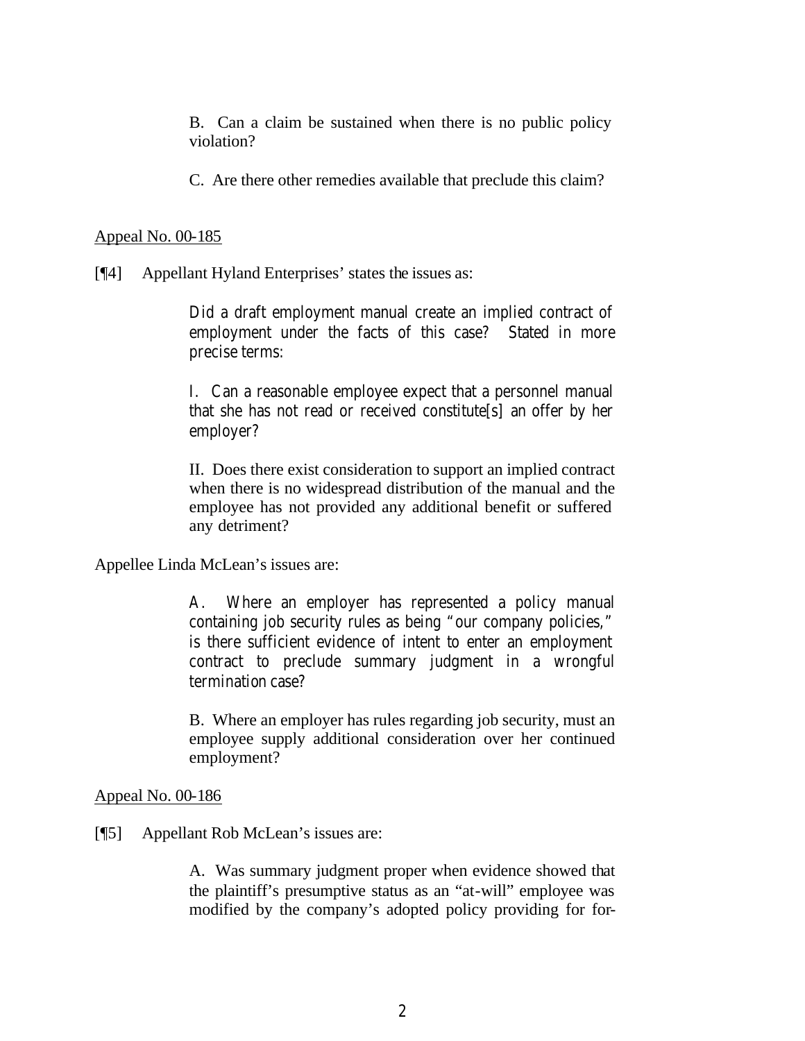B. Can a claim be sustained when there is no public policy violation?

C. Are there other remedies available that preclude this claim?

Appeal No. 00-185

[¶4] Appellant Hyland Enterprises' states the issues as:

> Did a draft employment manual create an implied contract of employment under the facts of this case? Stated in more precise terms:
>
> I. Can a reasonable employee expect that a personnel manual that she has not read or received constitute[s] an offer by her employer?
>
> II. Does there exist consideration to support an implied contract when there is no widespread distribution of the manual and the employee has not provided any additional benefit or suffered any detriment?

Appellee Linda McLean's issues are:

> A. Where an employer has represented a policy manual containing job security rules as being "our company policies," is there sufficient evidence of intent to enter an employment contract to preclude summary judgment in a wrongful termination case?
>
> B. Where an employer has rules regarding job security, must an employee supply additional consideration over her continued employment?

Appeal No. 00-186

[¶5] Appellant Rob McLean's issues are:

> A. Was summary judgment proper when evidence showed that the plaintiff's presumptive status as an "at-will" employee was modified by the company's adopted policy providing for for-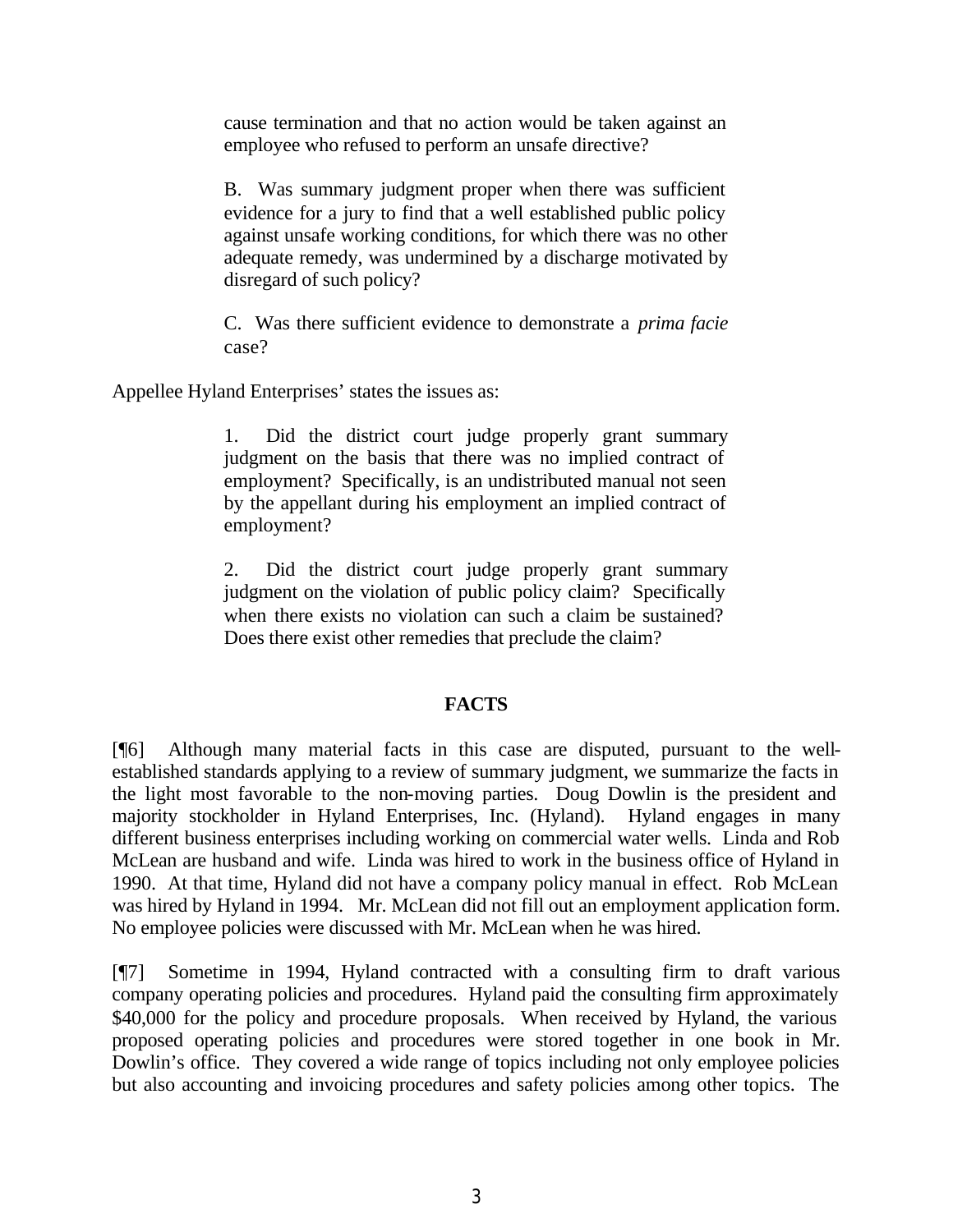> cause termination and that no action would be taken against an employee who refused to perform an unsafe directive?
>
> B. Was summary judgment proper when there was sufficient evidence for a jury to find that a well established public policy against unsafe working conditions, for which there was no other adequate remedy, was undermined by a discharge motivated by disregard of such policy?
>
> C. Was there sufficient evidence to demonstrate a *prima facie* case?

Appellee Hyland Enterprises' states the issues as:

> 1. Did the district court judge properly grant summary judgment on the basis that there was no implied contract of employment? Specifically, is an undistributed manual not seen by the appellant during his employment an implied contract of employment?
>
> 2. Did the district court judge properly grant summary judgment on the violation of public policy claim? Specifically when there exists no violation can such a claim be sustained? Does there exist other remedies that preclude the claim?

## FACTS

[¶6] Although many material facts in this case are disputed, pursuant to the well-established standards applying to a review of summary judgment, we summarize the facts in the light most favorable to the non-moving parties. Doug Dowlin is the president and majority stockholder in Hyland Enterprises, Inc. (Hyland). Hyland engages in many different business enterprises including working on commercial water wells. Linda and Rob McLean are husband and wife. Linda was hired to work in the business office of Hyland in 1990. At that time, Hyland did not have a company policy manual in effect. Rob McLean was hired by Hyland in 1994. Mr. McLean did not fill out an employment application form. No employee policies were discussed with Mr. McLean when he was hired.

[¶7] Sometime in 1994, Hyland contracted with a consulting firm to draft various company operating policies and procedures. Hyland paid the consulting firm approximately $40,000 for the policy and procedure proposals. When received by Hyland, the various proposed operating policies and procedures were stored together in one book in Mr. Dowlin's office. They covered a wide range of topics including not only employee policies but also accounting and invoicing procedures and safety policies among other topics. The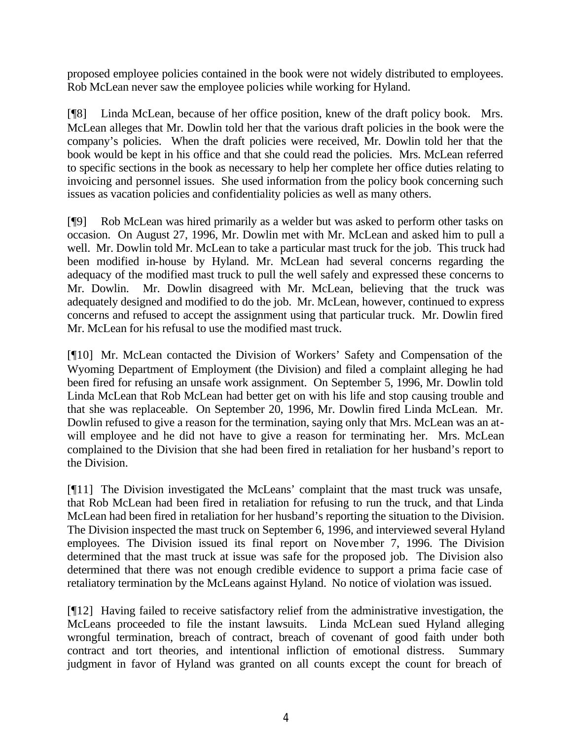proposed employee policies contained in the book were not widely distributed to employees. Rob McLean never saw the employee policies while working for Hyland.

[¶8] Linda McLean, because of her office position, knew of the draft policy book. Mrs. McLean alleges that Mr. Dowlin told her that the various draft policies in the book were the company's policies. When the draft policies were received, Mr. Dowlin told her that the book would be kept in his office and that she could read the policies. Mrs. McLean referred to specific sections in the book as necessary to help her complete her office duties relating to invoicing and personnel issues. She used information from the policy book concerning such issues as vacation policies and confidentiality policies as well as many others.

[¶9] Rob McLean was hired primarily as a welder but was asked to perform other tasks on occasion. On August 27, 1996, Mr. Dowlin met with Mr. McLean and asked him to pull a well. Mr. Dowlin told Mr. McLean to take a particular mast truck for the job. This truck had been modified in-house by Hyland. Mr. McLean had several concerns regarding the adequacy of the modified mast truck to pull the well safely and expressed these concerns to Mr. Dowlin. Mr. Dowlin disagreed with Mr. McLean, believing that the truck was adequately designed and modified to do the job. Mr. McLean, however, continued to express concerns and refused to accept the assignment using that particular truck. Mr. Dowlin fired Mr. McLean for his refusal to use the modified mast truck.

[¶10] Mr. McLean contacted the Division of Workers' Safety and Compensation of the Wyoming Department of Employment (the Division) and filed a complaint alleging he had been fired for refusing an unsafe work assignment. On September 5, 1996, Mr. Dowlin told Linda McLean that Rob McLean had better get on with his life and stop causing trouble and that she was replaceable. On September 20, 1996, Mr. Dowlin fired Linda McLean. Mr. Dowlin refused to give a reason for the termination, saying only that Mrs. McLean was an at-will employee and he did not have to give a reason for terminating her. Mrs. McLean complained to the Division that she had been fired in retaliation for her husband's report to the Division.

[¶11] The Division investigated the McLeans' complaint that the mast truck was unsafe, that Rob McLean had been fired in retaliation for refusing to run the truck, and that Linda McLean had been fired in retaliation for her husband's reporting the situation to the Division. The Division inspected the mast truck on September 6, 1996, and interviewed several Hyland employees. The Division issued its final report on November 7, 1996. The Division determined that the mast truck at issue was safe for the proposed job. The Division also determined that there was not enough credible evidence to support a prima facie case of retaliatory termination by the McLeans against Hyland. No notice of violation was issued.

[¶12] Having failed to receive satisfactory relief from the administrative investigation, the McLeans proceeded to file the instant lawsuits. Linda McLean sued Hyland alleging wrongful termination, breach of contract, breach of covenant of good faith under both contract and tort theories, and intentional infliction of emotional distress. Summary judgment in favor of Hyland was granted on all counts except the count for breach of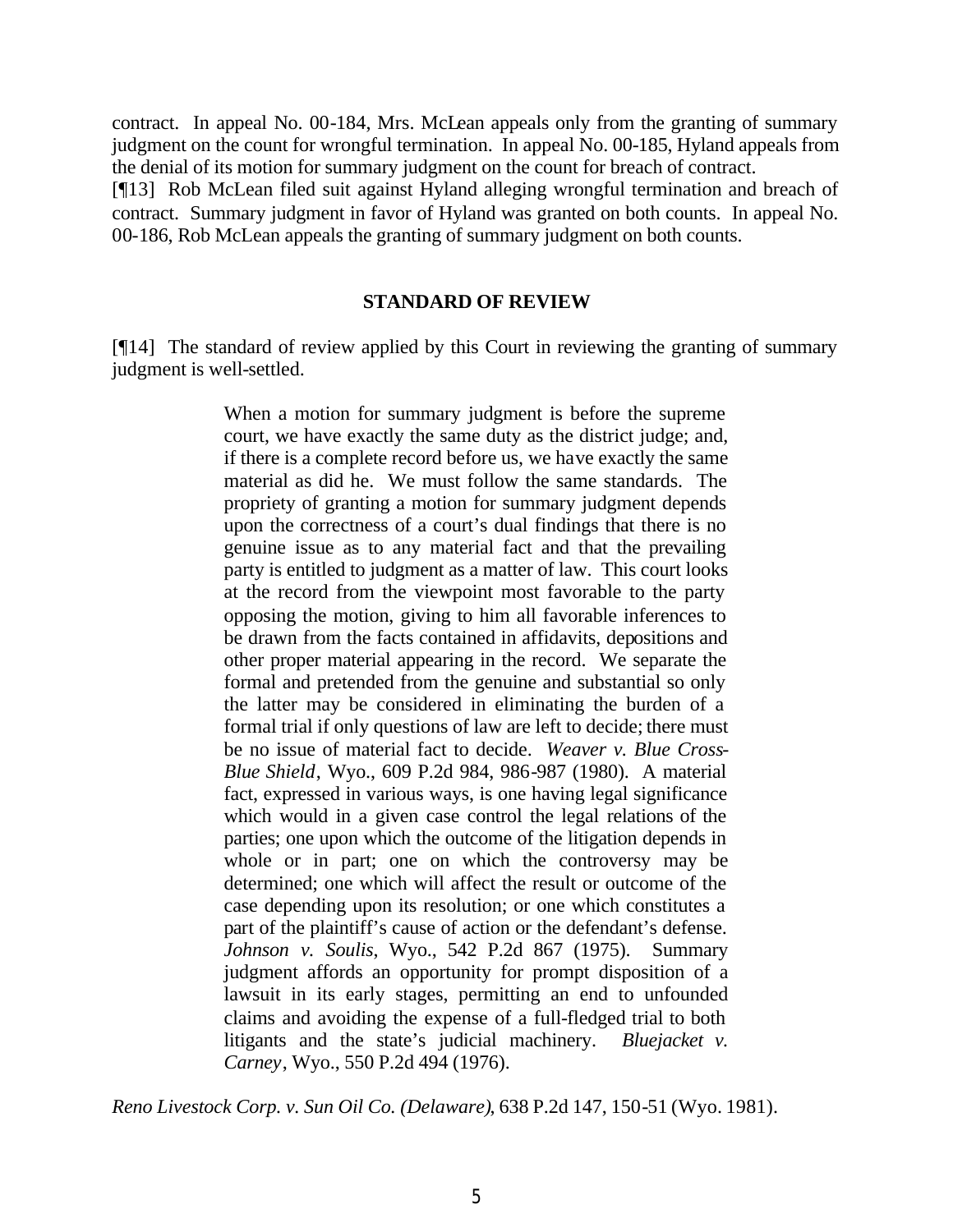contract. In appeal No. 00-184, Mrs. McLean appeals only from the granting of summary judgment on the count for wrongful termination. In appeal No. 00-185, Hyland appeals from the denial of its motion for summary judgment on the count for breach of contract.

[¶13] Rob McLean filed suit against Hyland alleging wrongful termination and breach of contract. Summary judgment in favor of Hyland was granted on both counts. In appeal No. 00-186, Rob McLean appeals the granting of summary judgment on both counts.

## STANDARD OF REVIEW

[¶14] The standard of review applied by this Court in reviewing the granting of summary judgment is well-settled.

> When a motion for summary judgment is before the supreme court, we have exactly the same duty as the district judge; and, if there is a complete record before us, we have exactly the same material as did he. We must follow the same standards. The propriety of granting a motion for summary judgment depends upon the correctness of a court's dual findings that there is no genuine issue as to any material fact and that the prevailing party is entitled to judgment as a matter of law. This court looks at the record from the viewpoint most favorable to the party opposing the motion, giving to him all favorable inferences to be drawn from the facts contained in affidavits, depositions and other proper material appearing in the record. We separate the formal and pretended from the genuine and substantial so only the latter may be considered in eliminating the burden of a formal trial if only questions of law are left to decide; there must be no issue of material fact to decide. *Weaver v. Blue Cross-Blue Shield*, Wyo., 609 P.2d 984, 986-987 (1980). A material fact, expressed in various ways, is one having legal significance which would in a given case control the legal relations of the parties; one upon which the outcome of the litigation depends in whole or in part; one on which the controversy may be determined; one which will affect the result or outcome of the case depending upon its resolution; or one which constitutes a part of the plaintiff's cause of action or the defendant's defense. *Johnson v. Soulis*, Wyo., 542 P.2d 867 (1975). Summary judgment affords an opportunity for prompt disposition of a lawsuit in its early stages, permitting an end to unfounded claims and avoiding the expense of a full-fledged trial to both litigants and the state's judicial machinery. *Bluejacket v. Carney*, Wyo., 550 P.2d 494 (1976).

*Reno Livestock Corp. v. Sun Oil Co. (Delaware)*, 638 P.2d 147, 150-51 (Wyo. 1981).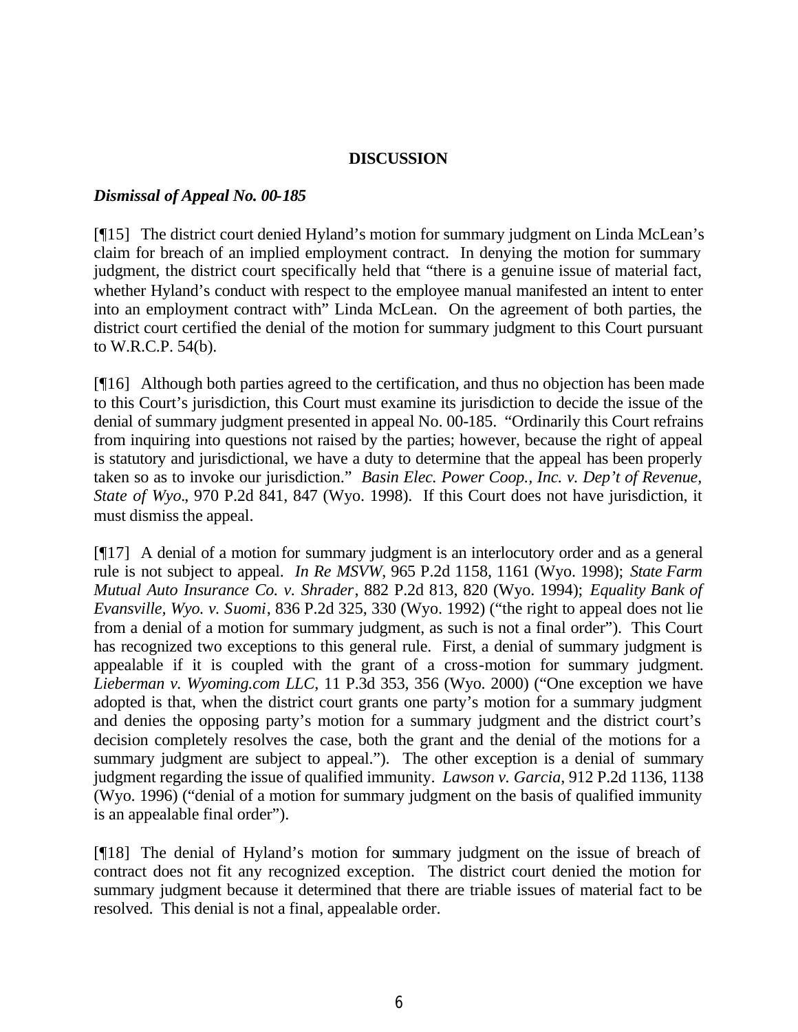## DISCUSSION

### *Dismissal of Appeal No. 00-185*

[¶15] The district court denied Hyland's motion for summary judgment on Linda McLean's claim for breach of an implied employment contract. In denying the motion for summary judgment, the district court specifically held that "there is a genuine issue of material fact, whether Hyland's conduct with respect to the employee manual manifested an intent to enter into an employment contract with" Linda McLean. On the agreement of both parties, the district court certified the denial of the motion for summary judgment to this Court pursuant to W.R.C.P. 54(b).

[¶16] Although both parties agreed to the certification, and thus no objection has been made to this Court's jurisdiction, this Court must examine its jurisdiction to decide the issue of the denial of summary judgment presented in appeal No. 00-185. "Ordinarily this Court refrains from inquiring into questions not raised by the parties; however, because the right of appeal is statutory and jurisdictional, we have a duty to determine that the appeal has been properly taken so as to invoke our jurisdiction." *Basin Elec. Power Coop., Inc. v. Dep't of Revenue, State of Wyo.*, 970 P.2d 841, 847 (Wyo. 1998). If this Court does not have jurisdiction, it must dismiss the appeal.

[¶17] A denial of a motion for summary judgment is an interlocutory order and as a general rule is not subject to appeal. *In Re MSVW*, 965 P.2d 1158, 1161 (Wyo. 1998); *State Farm Mutual Auto Insurance Co. v. Shrader*, 882 P.2d 813, 820 (Wyo. 1994); *Equality Bank of Evansville, Wyo. v. Suomi*, 836 P.2d 325, 330 (Wyo. 1992) ("the right to appeal does not lie from a denial of a motion for summary judgment, as such is not a final order"). This Court has recognized two exceptions to this general rule. First, a denial of summary judgment is appealable if it is coupled with the grant of a cross-motion for summary judgment. *Lieberman v. Wyoming.com LLC*, 11 P.3d 353, 356 (Wyo. 2000) ("One exception we have adopted is that, when the district court grants one party's motion for a summary judgment and denies the opposing party's motion for a summary judgment and the district court's decision completely resolves the case, both the grant and the denial of the motions for a summary judgment are subject to appeal."). The other exception is a denial of summary judgment regarding the issue of qualified immunity. *Lawson v. Garcia*, 912 P.2d 1136, 1138 (Wyo. 1996) ("denial of a motion for summary judgment on the basis of qualified immunity is an appealable final order").

[¶18] The denial of Hyland's motion for summary judgment on the issue of breach of contract does not fit any recognized exception. The district court denied the motion for summary judgment because it determined that there are triable issues of material fact to be resolved. This denial is not a final, appealable order.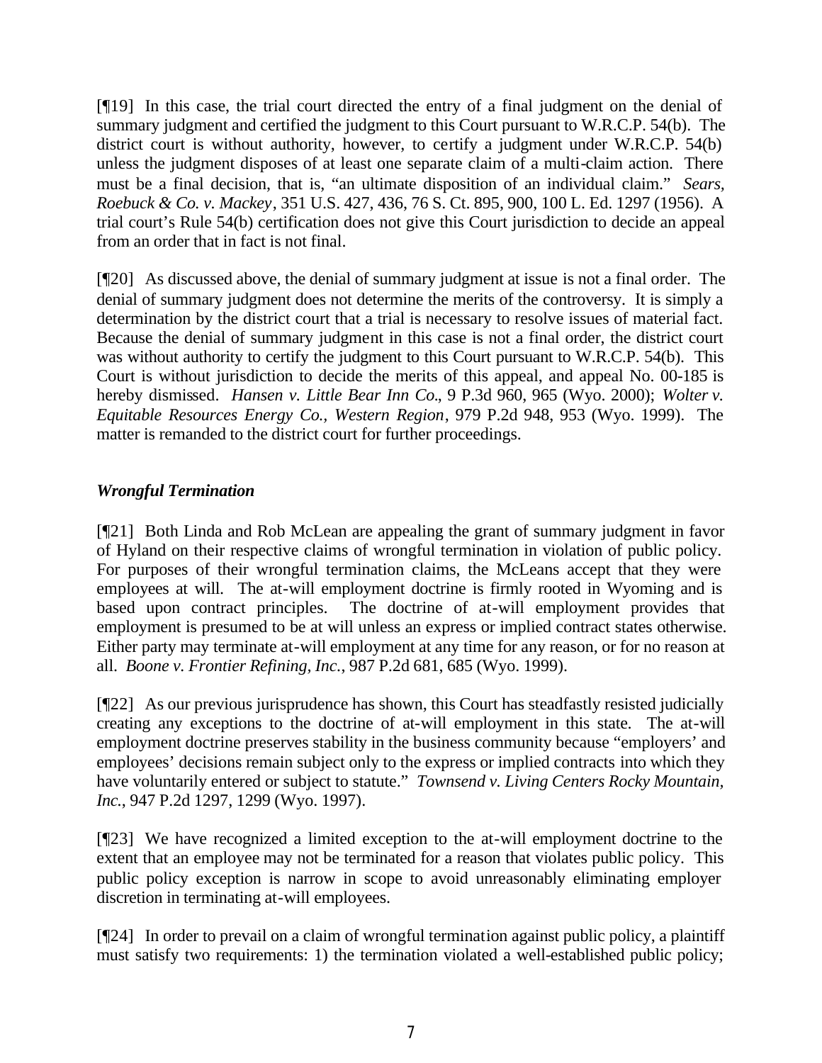[¶19] In this case, the trial court directed the entry of a final judgment on the denial of summary judgment and certified the judgment to this Court pursuant to W.R.C.P. 54(b). The district court is without authority, however, to certify a judgment under W.R.C.P. 54(b) unless the judgment disposes of at least one separate claim of a multi-claim action. There must be a final decision, that is, "an ultimate disposition of an individual claim." *Sears, Roebuck & Co. v. Mackey*, 351 U.S. 427, 436, 76 S. Ct. 895, 900, 100 L. Ed. 1297 (1956). A trial court's Rule 54(b) certification does not give this Court jurisdiction to decide an appeal from an order that in fact is not final.

[¶20] As discussed above, the denial of summary judgment at issue is not a final order. The denial of summary judgment does not determine the merits of the controversy. It is simply a determination by the district court that a trial is necessary to resolve issues of material fact. Because the denial of summary judgment in this case is not a final order, the district court was without authority to certify the judgment to this Court pursuant to W.R.C.P. 54(b). This Court is without jurisdiction to decide the merits of this appeal, and appeal No. 00-185 is hereby dismissed. *Hansen v. Little Bear Inn Co.*, 9 P.3d 960, 965 (Wyo. 2000); *Wolter v. Equitable Resources Energy Co., Western Region*, 979 P.2d 948, 953 (Wyo. 1999). The matter is remanded to the district court for further proceedings.

### *Wrongful Termination*

[¶21] Both Linda and Rob McLean are appealing the grant of summary judgment in favor of Hyland on their respective claims of wrongful termination in violation of public policy. For purposes of their wrongful termination claims, the McLeans accept that they were employees at will. The at-will employment doctrine is firmly rooted in Wyoming and is based upon contract principles. The doctrine of at-will employment provides that employment is presumed to be at will unless an express or implied contract states otherwise. Either party may terminate at-will employment at any time for any reason, or for no reason at all. *Boone v. Frontier Refining, Inc.*, 987 P.2d 681, 685 (Wyo. 1999).

[¶22] As our previous jurisprudence has shown, this Court has steadfastly resisted judicially creating any exceptions to the doctrine of at-will employment in this state. The at-will employment doctrine preserves stability in the business community because "employers' and employees' decisions remain subject only to the express or implied contracts into which they have voluntarily entered or subject to statute." *Townsend v. Living Centers Rocky Mountain, Inc.*, 947 P.2d 1297, 1299 (Wyo. 1997).

[¶23] We have recognized a limited exception to the at-will employment doctrine to the extent that an employee may not be terminated for a reason that violates public policy. This public policy exception is narrow in scope to avoid unreasonably eliminating employer discretion in terminating at-will employees.

[¶24] In order to prevail on a claim of wrongful termination against public policy, a plaintiff must satisfy two requirements: 1) the termination violated a well-established public policy;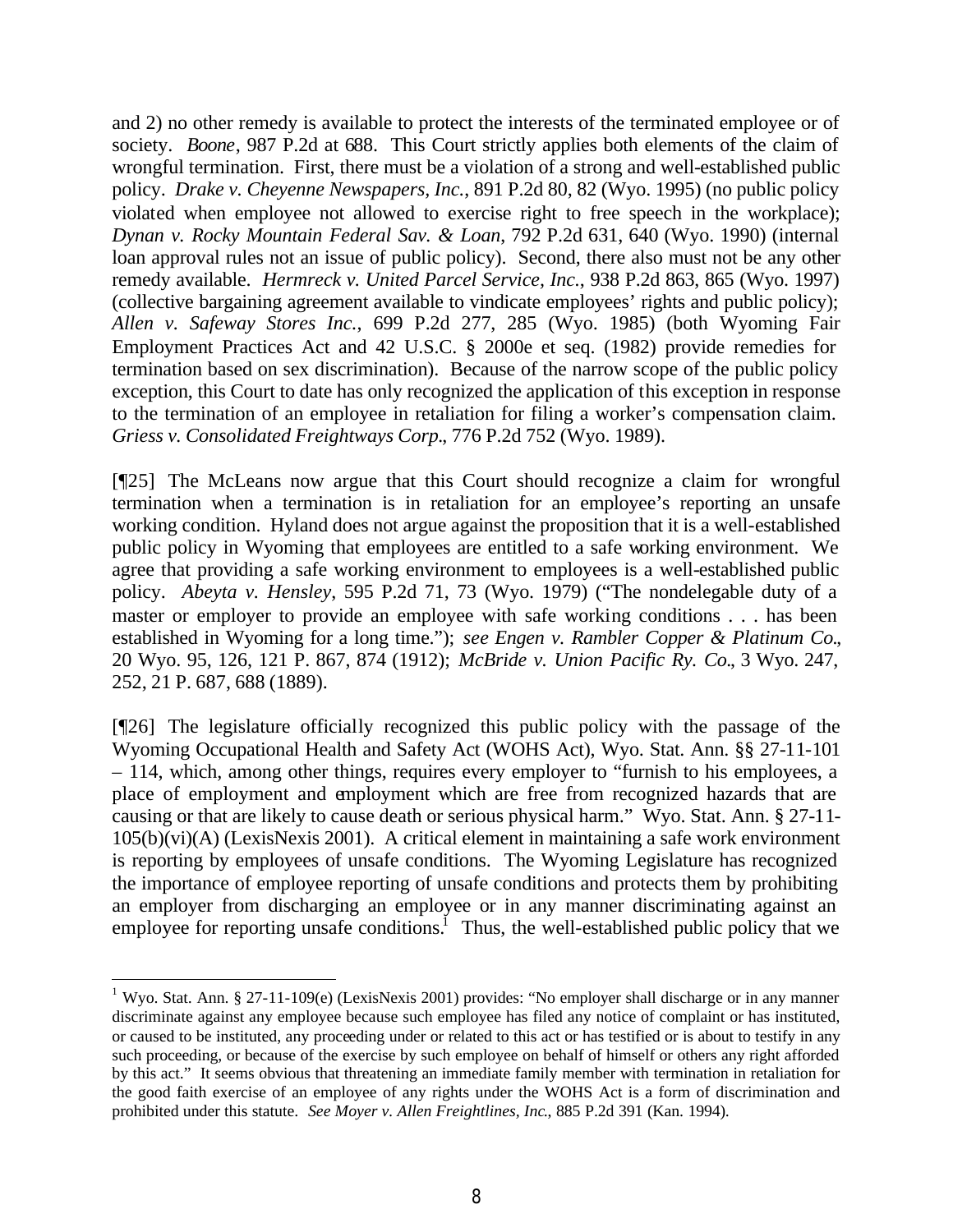and 2) no other remedy is available to protect the interests of the terminated employee or of society. *Boone*, 987 P.2d at 688. This Court strictly applies both elements of the claim of wrongful termination. First, there must be a violation of a strong and well-established public policy. *Drake v. Cheyenne Newspapers, Inc.*, 891 P.2d 80, 82 (Wyo. 1995) (no public policy violated when employee not allowed to exercise right to free speech in the workplace); *Dynan v. Rocky Mountain Federal Sav. & Loan*, 792 P.2d 631, 640 (Wyo. 1990) (internal loan approval rules not an issue of public policy). Second, there also must not be any other remedy available. *Hermreck v. United Parcel Service, Inc.*, 938 P.2d 863, 865 (Wyo. 1997) (collective bargaining agreement available to vindicate employees' rights and public policy); *Allen v. Safeway Stores Inc.*, 699 P.2d 277, 285 (Wyo. 1985) (both Wyoming Fair Employment Practices Act and 42 U.S.C. § 2000e et seq. (1982) provide remedies for termination based on sex discrimination). Because of the narrow scope of the public policy exception, this Court to date has only recognized the application of this exception in response to the termination of an employee in retaliation for filing a worker's compensation claim. *Griess v. Consolidated Freightways Corp.*, 776 P.2d 752 (Wyo. 1989).

[¶25] The McLeans now argue that this Court should recognize a claim for wrongful termination when a termination is in retaliation for an employee's reporting an unsafe working condition. Hyland does not argue against the proposition that it is a well-established public policy in Wyoming that employees are entitled to a safe working environment. We agree that providing a safe working environment to employees is a well-established public policy. *Abeyta v. Hensley*, 595 P.2d 71, 73 (Wyo. 1979) ("The nondelegable duty of a master or employer to provide an employee with safe working conditions . . . has been established in Wyoming for a long time."); *see Engen v. Rambler Copper & Platinum Co.*, 20 Wyo. 95, 126, 121 P. 867, 874 (1912); *McBride v. Union Pacific Ry. Co.*, 3 Wyo. 247, 252, 21 P. 687, 688 (1889).

[¶26] The legislature officially recognized this public policy with the passage of the Wyoming Occupational Health and Safety Act (WOHS Act), Wyo. Stat. Ann. §§ 27-11-101 – 114, which, among other things, requires every employer to "furnish to his employees, a place of employment and employment which are free from recognized hazards that are causing or that are likely to cause death or serious physical harm." Wyo. Stat. Ann. § 27-11-105(b)(vi)(A) (LexisNexis 2001). A critical element in maintaining a safe work environment is reporting by employees of unsafe conditions. The Wyoming Legislature has recognized the importance of employee reporting of unsafe conditions and protects them by prohibiting an employer from discharging an employee or in any manner discriminating against an employee for reporting unsafe conditions.[1] Thus, the well-established public policy that we

---

[1] Wyo. Stat. Ann. § 27-11-109(e) (LexisNexis 2001) provides: "No employer shall discharge or in any manner discriminate against any employee because such employee has filed any notice of complaint or has instituted, or caused to be instituted, any proceeding under or related to this act or has testified or is about to testify in any such proceeding, or because of the exercise by such employee on behalf of himself or others any right afforded by this act." It seems obvious that threatening an immediate family member with termination in retaliation for the good faith exercise of an employee of any rights under the WOHS Act is a form of discrimination and prohibited under this statute. *See Moyer v. Allen Freightlines, Inc.*, 885 P.2d 391 (Kan. 1994).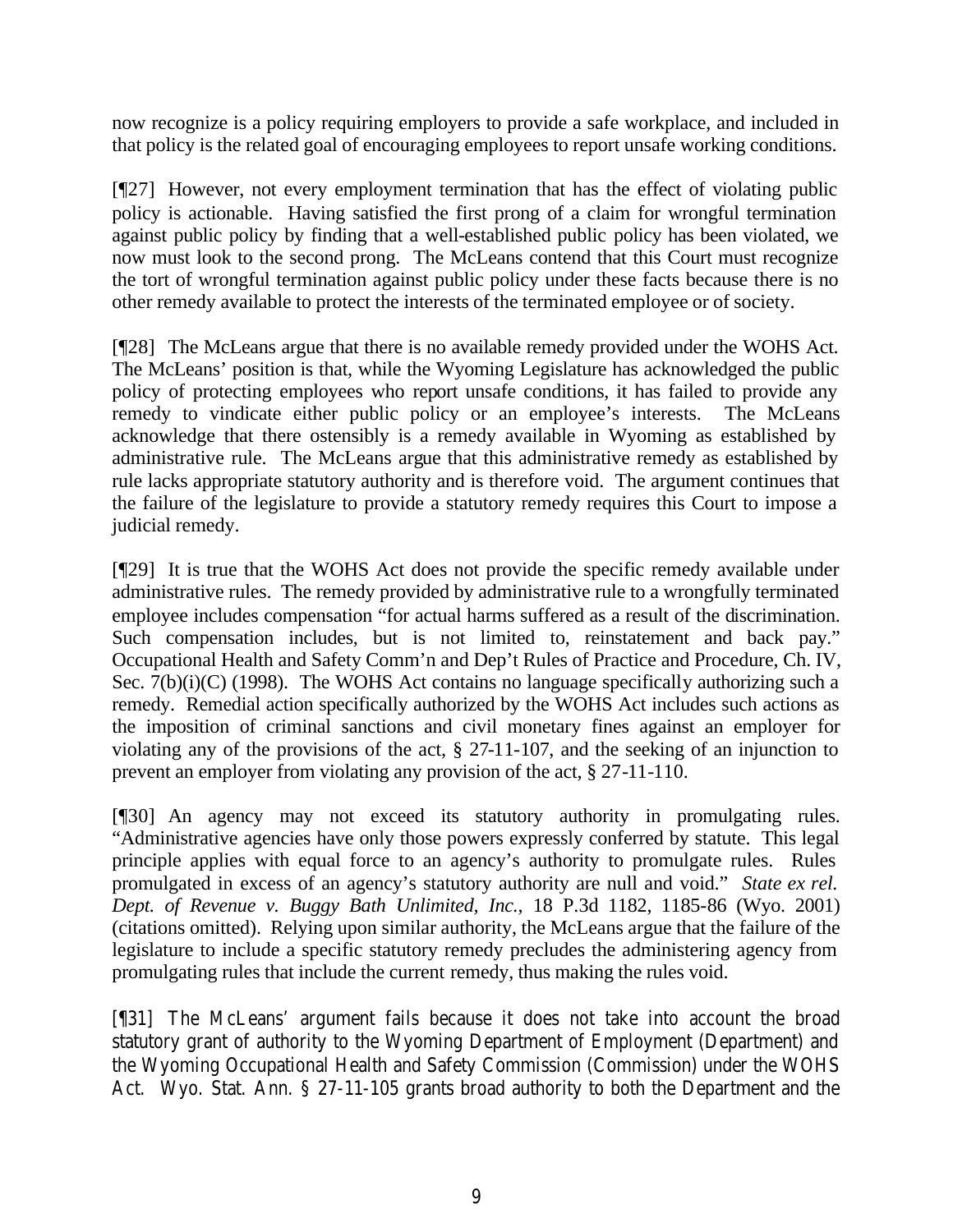now recognize is a policy requiring employers to provide a safe workplace, and included in that policy is the related goal of encouraging employees to report unsafe working conditions.

[¶27] However, not every employment termination that has the effect of violating public policy is actionable. Having satisfied the first prong of a claim for wrongful termination against public policy by finding that a well-established public policy has been violated, we now must look to the second prong. The McLeans contend that this Court must recognize the tort of wrongful termination against public policy under these facts because there is no other remedy available to protect the interests of the terminated employee or of society.

[¶28] The McLeans argue that there is no available remedy provided under the WOHS Act. The McLeans' position is that, while the Wyoming Legislature has acknowledged the public policy of protecting employees who report unsafe conditions, it has failed to provide any remedy to vindicate either public policy or an employee's interests. The McLeans acknowledge that there ostensibly is a remedy available in Wyoming as established by administrative rule. The McLeans argue that this administrative remedy as established by rule lacks appropriate statutory authority and is therefore void. The argument continues that the failure of the legislature to provide a statutory remedy requires this Court to impose a judicial remedy.

[¶29] It is true that the WOHS Act does not provide the specific remedy available under administrative rules. The remedy provided by administrative rule to a wrongfully terminated employee includes compensation "for actual harms suffered as a result of the discrimination. Such compensation includes, but is not limited to, reinstatement and back pay." Occupational Health and Safety Comm'n and Dep't Rules of Practice and Procedure, Ch. IV, Sec. 7(b)(i)(C) (1998). The WOHS Act contains no language specifically authorizing such a remedy. Remedial action specifically authorized by the WOHS Act includes such actions as the imposition of criminal sanctions and civil monetary fines against an employer for violating any of the provisions of the act, § 27-11-107, and the seeking of an injunction to prevent an employer from violating any provision of the act, § 27-11-110.

[¶30] An agency may not exceed its statutory authority in promulgating rules. "Administrative agencies have only those powers expressly conferred by statute. This legal principle applies with equal force to an agency's authority to promulgate rules. Rules promulgated in excess of an agency's statutory authority are null and void." *State ex rel. Dept. of Revenue v. Buggy Bath Unlimited, Inc.*, 18 P.3d 1182, 1185-86 (Wyo. 2001) (citations omitted). Relying upon similar authority, the McLeans argue that the failure of the legislature to include a specific statutory remedy precludes the administering agency from promulgating rules that include the current remedy, thus making the rules void.

[¶31] The McLeans' argument fails because it does not take into account the broad statutory grant of authority to the Wyoming Department of Employment (Department) and the Wyoming Occupational Health and Safety Commission (Commission) under the WOHS Act. Wyo. Stat. Ann. § 27-11-105 grants broad authority to both the Department and the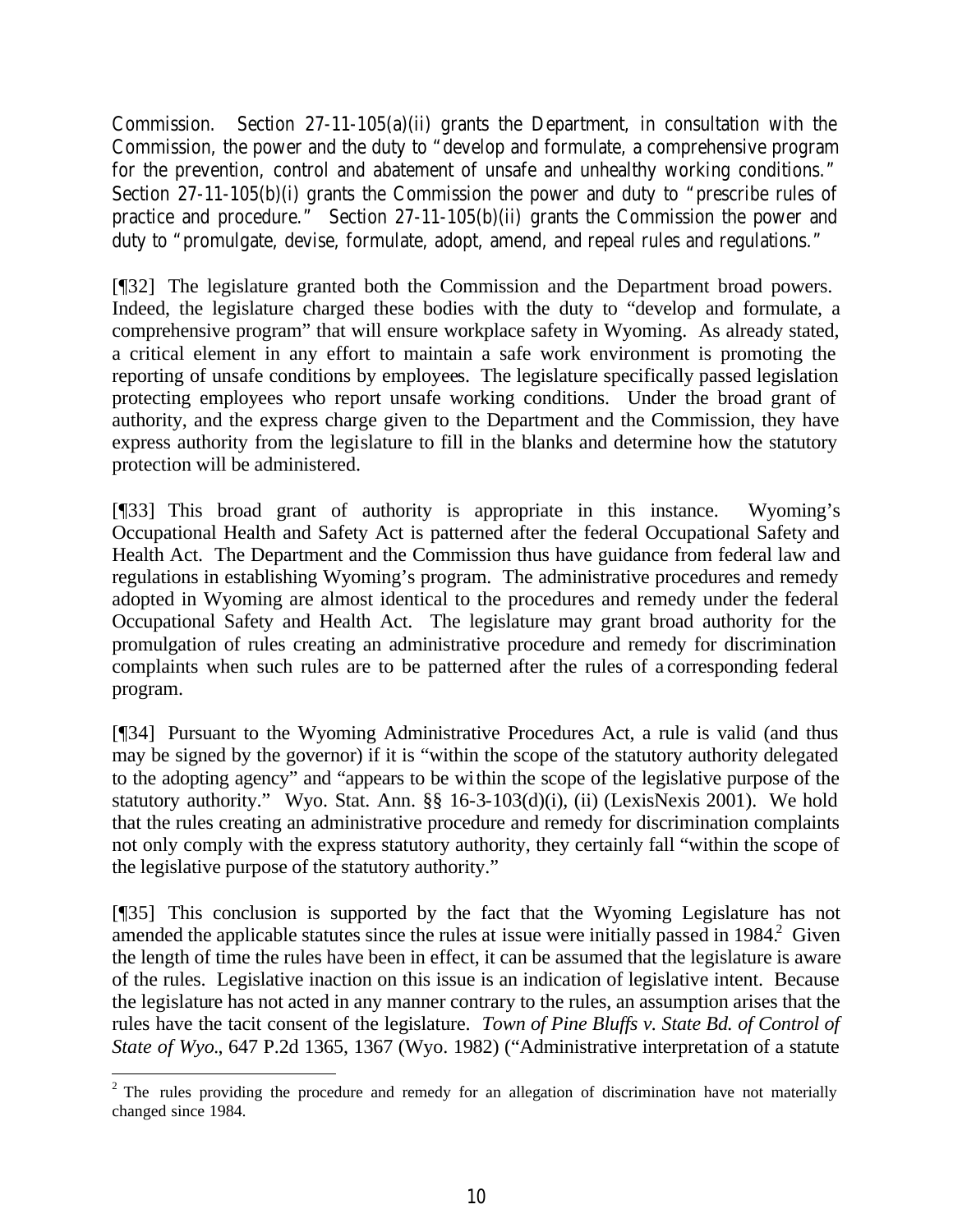Commission. Section 27-11-105(a)(ii) grants the Department, in consultation with the Commission, the power and the duty to "develop and formulate, a comprehensive program for the prevention, control and abatement of unsafe and unhealthy working conditions." Section 27-11-105(b)(i) grants the Commission the power and duty to "prescribe rules of practice and procedure." Section 27-11-105(b)(ii) grants the Commission the power and duty to "promulgate, devise, formulate, adopt, amend, and repeal rules and regulations."

[¶32] The legislature granted both the Commission and the Department broad powers. Indeed, the legislature charged these bodies with the duty to "develop and formulate, a comprehensive program" that will ensure workplace safety in Wyoming. As already stated, a critical element in any effort to maintain a safe work environment is promoting the reporting of unsafe conditions by employees. The legislature specifically passed legislation protecting employees who report unsafe working conditions. Under the broad grant of authority, and the express charge given to the Department and the Commission, they have express authority from the legislature to fill in the blanks and determine how the statutory protection will be administered.

[¶33] This broad grant of authority is appropriate in this instance. Wyoming's Occupational Health and Safety Act is patterned after the federal Occupational Safety and Health Act. The Department and the Commission thus have guidance from federal law and regulations in establishing Wyoming's program. The administrative procedures and remedy adopted in Wyoming are almost identical to the procedures and remedy under the federal Occupational Safety and Health Act. The legislature may grant broad authority for the promulgation of rules creating an administrative procedure and remedy for discrimination complaints when such rules are to be patterned after the rules of a corresponding federal program.

[¶34] Pursuant to the Wyoming Administrative Procedures Act, a rule is valid (and thus may be signed by the governor) if it is "within the scope of the statutory authority delegated to the adopting agency" and "appears to be within the scope of the legislative purpose of the statutory authority." Wyo. Stat. Ann. §§ 16-3-103(d)(i), (ii) (LexisNexis 2001). We hold that the rules creating an administrative procedure and remedy for discrimination complaints not only comply with the express statutory authority, they certainly fall "within the scope of the legislative purpose of the statutory authority."

[¶35] This conclusion is supported by the fact that the Wyoming Legislature has not amended the applicable statutes since the rules at issue were initially passed in 1984.[2] Given the length of time the rules have been in effect, it can be assumed that the legislature is aware of the rules. Legislative inaction on this issue is an indication of legislative intent. Because the legislature has not acted in any manner contrary to the rules, an assumption arises that the rules have the tacit consent of the legislature. *Town of Pine Bluffs v. State Bd. of Control of State of Wyo.*, 647 P.2d 1365, 1367 (Wyo. 1982) ("Administrative interpretation of a statute

[2] The rules providing the procedure and remedy for an allegation of discrimination have not materially changed since 1984.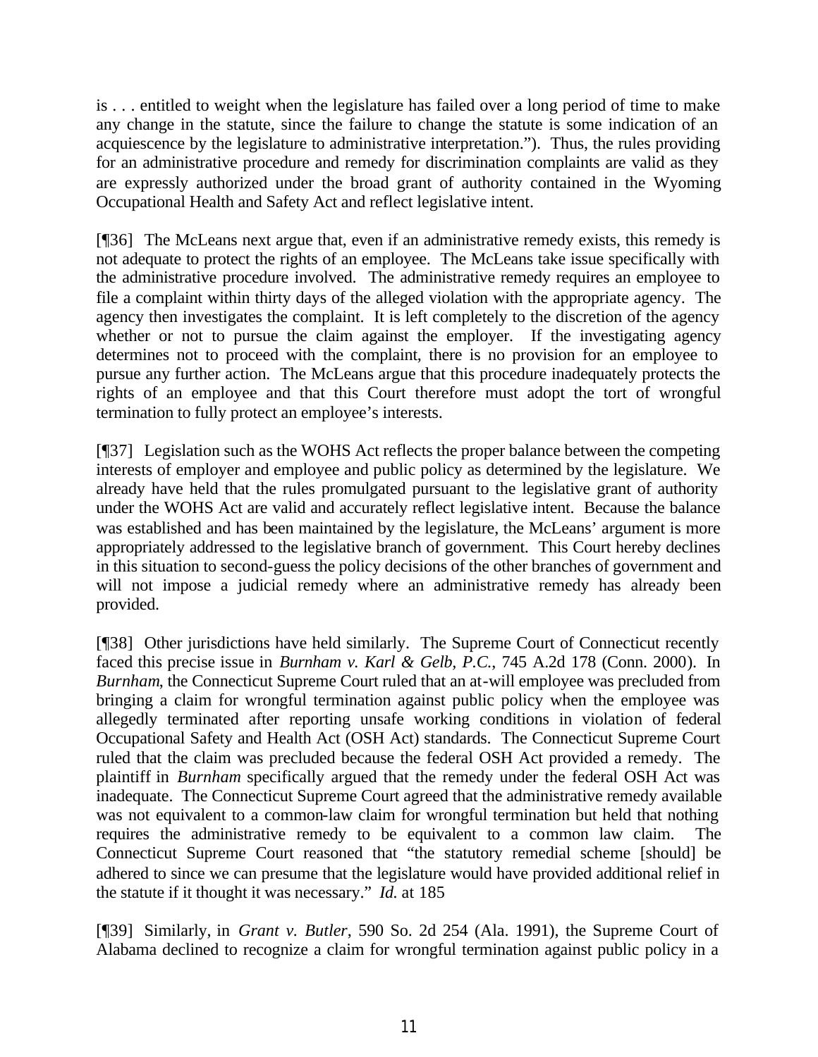is . . . entitled to weight when the legislature has failed over a long period of time to make any change in the statute, since the failure to change the statute is some indication of an acquiescence by the legislature to administrative interpretation."). Thus, the rules providing for an administrative procedure and remedy for discrimination complaints are valid as they are expressly authorized under the broad grant of authority contained in the Wyoming Occupational Health and Safety Act and reflect legislative intent.

[¶36] The McLeans next argue that, even if an administrative remedy exists, this remedy is not adequate to protect the rights of an employee. The McLeans take issue specifically with the administrative procedure involved. The administrative remedy requires an employee to file a complaint within thirty days of the alleged violation with the appropriate agency. The agency then investigates the complaint. It is left completely to the discretion of the agency whether or not to pursue the claim against the employer. If the investigating agency determines not to proceed with the complaint, there is no provision for an employee to pursue any further action. The McLeans argue that this procedure inadequately protects the rights of an employee and that this Court therefore must adopt the tort of wrongful termination to fully protect an employee's interests.

[¶37] Legislation such as the WOHS Act reflects the proper balance between the competing interests of employer and employee and public policy as determined by the legislature. We already have held that the rules promulgated pursuant to the legislative grant of authority under the WOHS Act are valid and accurately reflect legislative intent. Because the balance was established and has been maintained by the legislature, the McLeans' argument is more appropriately addressed to the legislative branch of government. This Court hereby declines in this situation to second-guess the policy decisions of the other branches of government and will not impose a judicial remedy where an administrative remedy has already been provided.

[¶38] Other jurisdictions have held similarly. The Supreme Court of Connecticut recently faced this precise issue in *Burnham v. Karl & Gelb, P.C.*, 745 A.2d 178 (Conn. 2000). In *Burnham*, the Connecticut Supreme Court ruled that an at-will employee was precluded from bringing a claim for wrongful termination against public policy when the employee was allegedly terminated after reporting unsafe working conditions in violation of federal Occupational Safety and Health Act (OSH Act) standards. The Connecticut Supreme Court ruled that the claim was precluded because the federal OSH Act provided a remedy. The plaintiff in *Burnham* specifically argued that the remedy under the federal OSH Act was inadequate. The Connecticut Supreme Court agreed that the administrative remedy available was not equivalent to a common-law claim for wrongful termination but held that nothing requires the administrative remedy to be equivalent to a common law claim. The Connecticut Supreme Court reasoned that "the statutory remedial scheme [should] be adhered to since we can presume that the legislature would have provided additional relief in the statute if it thought it was necessary." *Id.* at 185

[¶39] Similarly, in *Grant v. Butler*, 590 So. 2d 254 (Ala. 1991), the Supreme Court of Alabama declined to recognize a claim for wrongful termination against public policy in a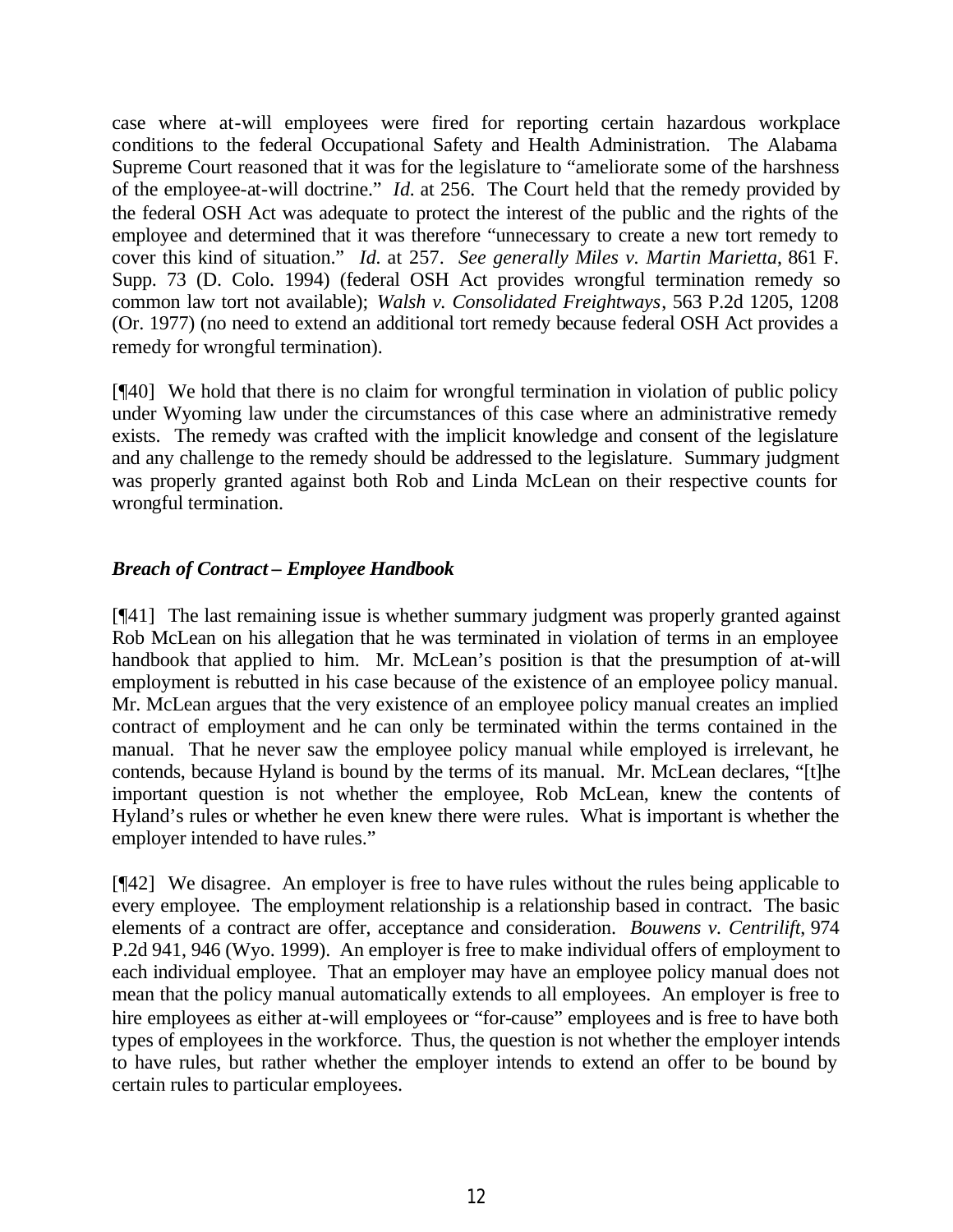case where at-will employees were fired for reporting certain hazardous workplace conditions to the federal Occupational Safety and Health Administration. The Alabama Supreme Court reasoned that it was for the legislature to "ameliorate some of the harshness of the employee-at-will doctrine." *Id.* at 256. The Court held that the remedy provided by the federal OSH Act was adequate to protect the interest of the public and the rights of the employee and determined that it was therefore "unnecessary to create a new tort remedy to cover this kind of situation." *Id.* at 257. *See generally Miles v. Martin Marietta*, 861 F. Supp. 73 (D. Colo. 1994) (federal OSH Act provides wrongful termination remedy so common law tort not available); *Walsh v. Consolidated Freightways*, 563 P.2d 1205, 1208 (Or. 1977) (no need to extend an additional tort remedy because federal OSH Act provides a remedy for wrongful termination).

[¶40] We hold that there is no claim for wrongful termination in violation of public policy under Wyoming law under the circumstances of this case where an administrative remedy exists. The remedy was crafted with the implicit knowledge and consent of the legislature and any challenge to the remedy should be addressed to the legislature. Summary judgment was properly granted against both Rob and Linda McLean on their respective counts for wrongful termination.

### *Breach of Contract – Employee Handbook*

[¶41] The last remaining issue is whether summary judgment was properly granted against Rob McLean on his allegation that he was terminated in violation of terms in an employee handbook that applied to him. Mr. McLean's position is that the presumption of at-will employment is rebutted in his case because of the existence of an employee policy manual. Mr. McLean argues that the very existence of an employee policy manual creates an implied contract of employment and he can only be terminated within the terms contained in the manual. That he never saw the employee policy manual while employed is irrelevant, he contends, because Hyland is bound by the terms of its manual. Mr. McLean declares, "[t]he important question is not whether the employee, Rob McLean, knew the contents of Hyland's rules or whether he even knew there were rules. What is important is whether the employer intended to have rules."

[¶42] We disagree. An employer is free to have rules without the rules being applicable to every employee. The employment relationship is a relationship based in contract. The basic elements of a contract are offer, acceptance and consideration. *Bouwens v. Centrilift*, 974 P.2d 941, 946 (Wyo. 1999). An employer is free to make individual offers of employment to each individual employee. That an employer may have an employee policy manual does not mean that the policy manual automatically extends to all employees. An employer is free to hire employees as either at-will employees or "for-cause" employees and is free to have both types of employees in the workforce. Thus, the question is not whether the employer intends to have rules, but rather whether the employer intends to extend an offer to be bound by certain rules to particular employees.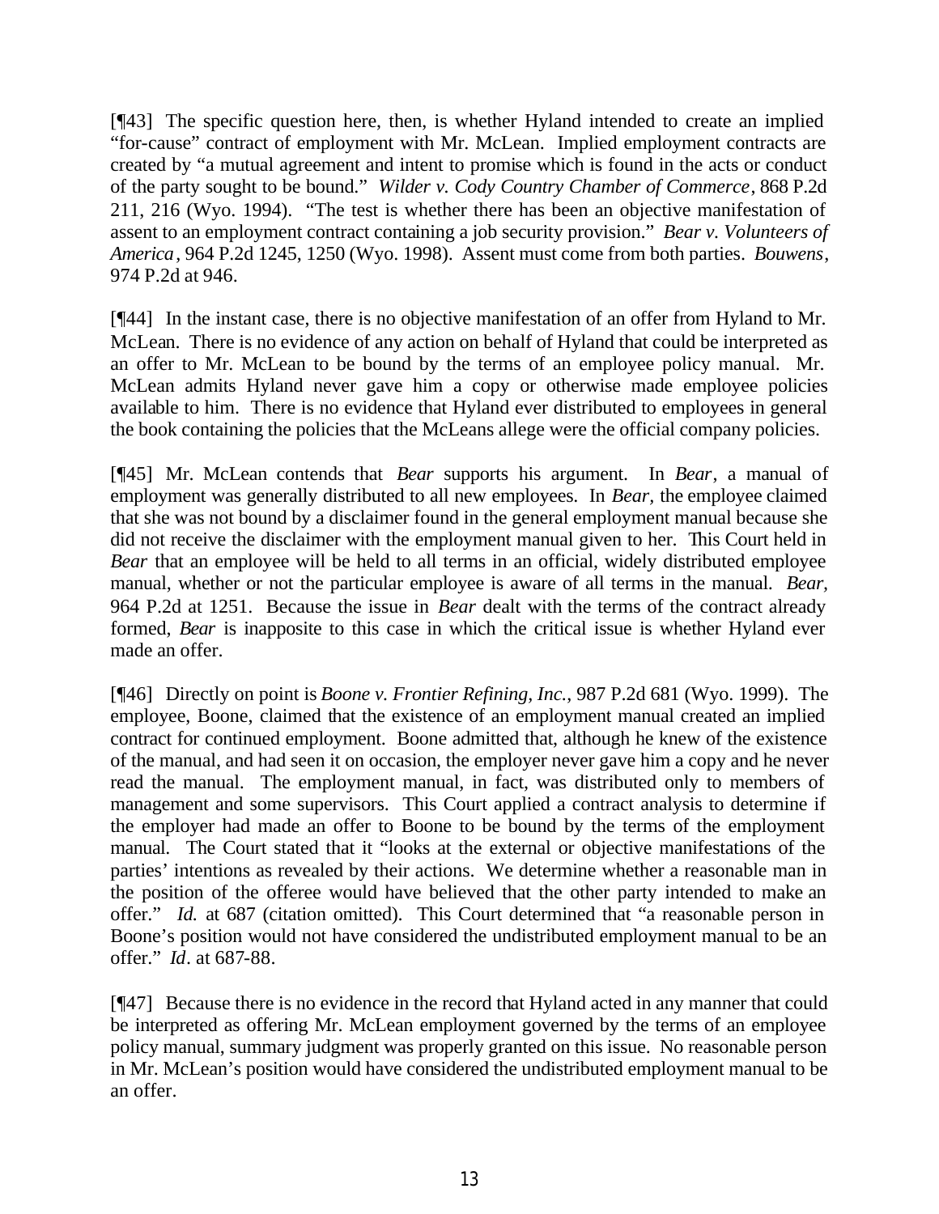[¶43] The specific question here, then, is whether Hyland intended to create an implied "for-cause" contract of employment with Mr. McLean. Implied employment contracts are created by "a mutual agreement and intent to promise which is found in the acts or conduct of the party sought to be bound." *Wilder v. Cody Country Chamber of Commerce*, 868 P.2d 211, 216 (Wyo. 1994). "The test is whether there has been an objective manifestation of assent to an employment contract containing a job security provision." *Bear v. Volunteers of America*, 964 P.2d 1245, 1250 (Wyo. 1998). Assent must come from both parties. *Bouwens*, 974 P.2d at 946.

[¶44] In the instant case, there is no objective manifestation of an offer from Hyland to Mr. McLean. There is no evidence of any action on behalf of Hyland that could be interpreted as an offer to Mr. McLean to be bound by the terms of an employee policy manual. Mr. McLean admits Hyland never gave him a copy or otherwise made employee policies available to him. There is no evidence that Hyland ever distributed to employees in general the book containing the policies that the McLeans allege were the official company policies.

[¶45] Mr. McLean contends that *Bear* supports his argument. In *Bear*, a manual of employment was generally distributed to all new employees. In *Bear*, the employee claimed that she was not bound by a disclaimer found in the general employment manual because she did not receive the disclaimer with the employment manual given to her. This Court held in *Bear* that an employee will be held to all terms in an official, widely distributed employee manual, whether or not the particular employee is aware of all terms in the manual. *Bear*, 964 P.2d at 1251. Because the issue in *Bear* dealt with the terms of the contract already formed, *Bear* is inapposite to this case in which the critical issue is whether Hyland ever made an offer.

[¶46] Directly on point is *Boone v. Frontier Refining, Inc.*, 987 P.2d 681 (Wyo. 1999). The employee, Boone, claimed that the existence of an employment manual created an implied contract for continued employment. Boone admitted that, although he knew of the existence of the manual, and had seen it on occasion, the employer never gave him a copy and he never read the manual. The employment manual, in fact, was distributed only to members of management and some supervisors. This Court applied a contract analysis to determine if the employer had made an offer to Boone to be bound by the terms of the employment manual. The Court stated that it "looks at the external or objective manifestations of the parties' intentions as revealed by their actions. We determine whether a reasonable man in the position of the offeree would have believed that the other party intended to make an offer." *Id.* at 687 (citation omitted). This Court determined that "a reasonable person in Boone's position would not have considered the undistributed employment manual to be an offer." *Id*. at 687-88.

[¶47] Because there is no evidence in the record that Hyland acted in any manner that could be interpreted as offering Mr. McLean employment governed by the terms of an employee policy manual, summary judgment was properly granted on this issue. No reasonable person in Mr. McLean's position would have considered the undistributed employment manual to be an offer.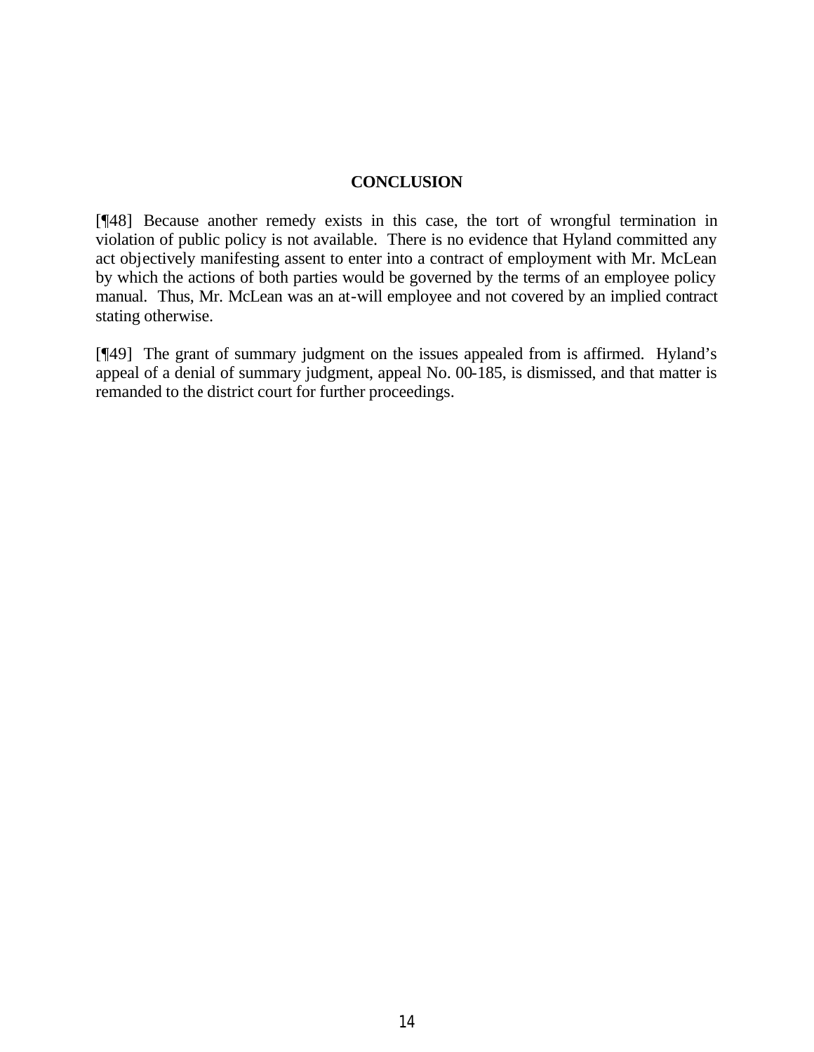## CONCLUSION

[¶48] Because another remedy exists in this case, the tort of wrongful termination in violation of public policy is not available. There is no evidence that Hyland committed any act objectively manifesting assent to enter into a contract of employment with Mr. McLean by which the actions of both parties would be governed by the terms of an employee policy manual. Thus, Mr. McLean was an at-will employee and not covered by an implied contract stating otherwise.

[¶49] The grant of summary judgment on the issues appealed from is affirmed. Hyland's appeal of a denial of summary judgment, appeal No. 00-185, is dismissed, and that matter is remanded to the district court for further proceedings.